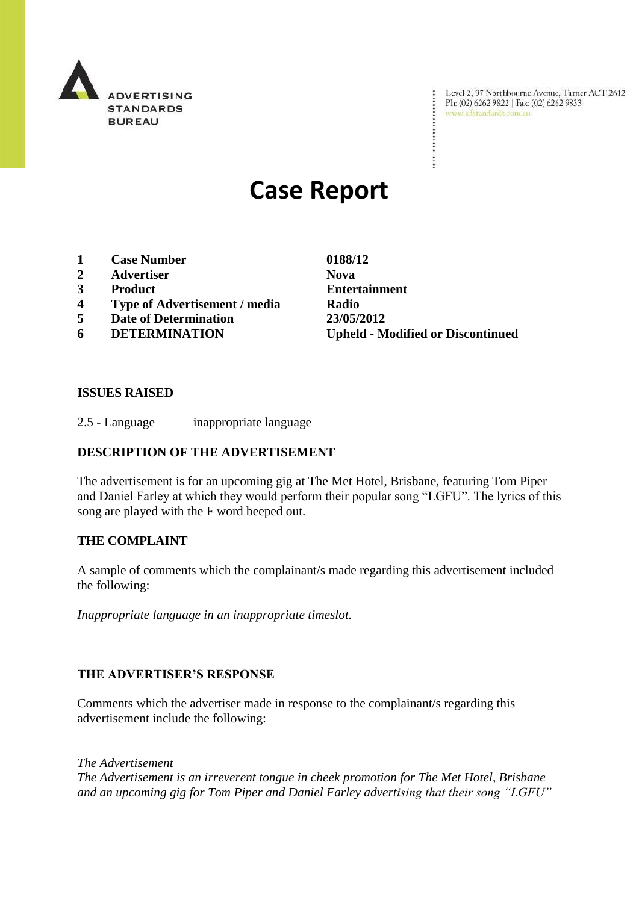ADVERTISING STANDARDS BUREAU

Level 2, 97 Northbourne Avenue, Turner ACT 2612
Ph: (02) 6262 9822 | Fax: (02) 6262 9833
www.adstandards.com.au

# Case Report

| | | |
|---|---|---|
| **1** | **Case Number** | **0188/12** |
| **2** | **Advertiser** | **Nova** |
| **3** | **Product** | **Entertainment** |
| **4** | **Type of Advertisement / media** | **Radio** |
| **5** | **Date of Determination** | **23/05/2012** |
| **6** | **DETERMINATION** | **Upheld - Modified or Discontinued** |

## ISSUES RAISED

2.5 - Language inappropriate language

## DESCRIPTION OF THE ADVERTISEMENT

The advertisement is for an upcoming gig at The Met Hotel, Brisbane, featuring Tom Piper and Daniel Farley at which they would perform their popular song "LGFU". The lyrics of this song are played with the F word beeped out.

## THE COMPLAINT

A sample of comments which the complainant/s made regarding this advertisement included the following:

*Inappropriate language in an inappropriate timeslot.*

## THE ADVERTISER'S RESPONSE

Comments which the advertiser made in response to the complainant/s regarding this advertisement include the following:

*The Advertisement*
*The Advertisement is an irreverent tongue in cheek promotion for The Met Hotel, Brisbane and an upcoming gig for Tom Piper and Daniel Farley advertising that their song "LGFU"*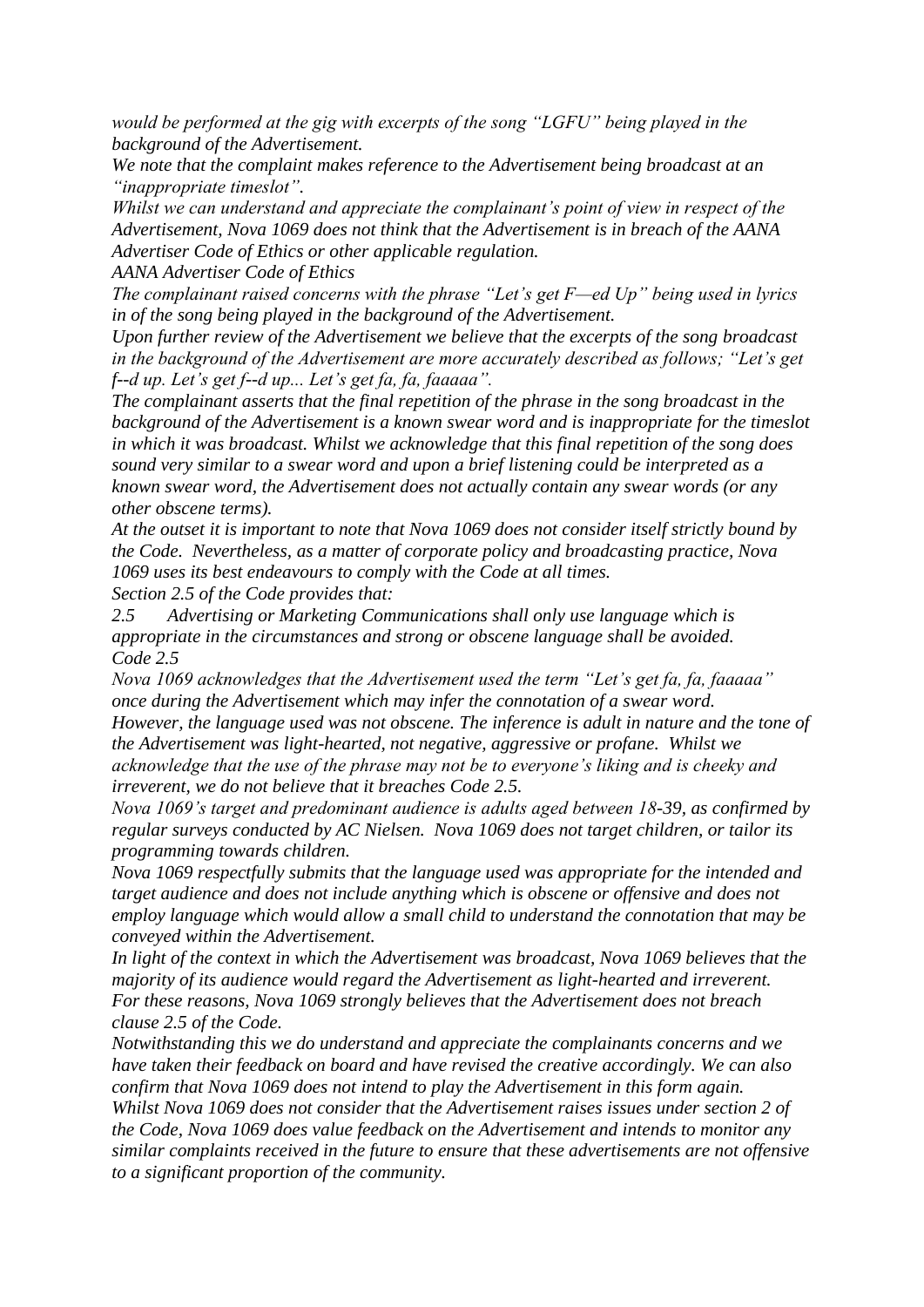*would be performed at the gig with excerpts of the song "LGFU" being played in the background of the Advertisement.*

*We note that the complaint makes reference to the Advertisement being broadcast at an "inappropriate timeslot".*

*Whilst we can understand and appreciate the complainant's point of view in respect of the Advertisement, Nova 1069 does not think that the Advertisement is in breach of the AANA Advertiser Code of Ethics or other applicable regulation.*

*AANA Advertiser Code of Ethics*

*The complainant raised concerns with the phrase "Let's get F—ed Up" being used in lyrics in of the song being played in the background of the Advertisement.*

*Upon further review of the Advertisement we believe that the excerpts of the song broadcast in the background of the Advertisement are more accurately described as follows; "Let's get f--d up. Let's get f--d up... Let's get fa, fa, faaaaa".*

*The complainant asserts that the final repetition of the phrase in the song broadcast in the background of the Advertisement is a known swear word and is inappropriate for the timeslot in which it was broadcast. Whilst we acknowledge that this final repetition of the song does sound very similar to a swear word and upon a brief listening could be interpreted as a known swear word, the Advertisement does not actually contain any swear words (or any other obscene terms).*

*At the outset it is important to note that Nova 1069 does not consider itself strictly bound by the Code. Nevertheless, as a matter of corporate policy and broadcasting practice, Nova 1069 uses its best endeavours to comply with the Code at all times.*

*Section 2.5 of the Code provides that:*

*2.5 Advertising or Marketing Communications shall only use language which is appropriate in the circumstances and strong or obscene language shall be avoided.*

*Code 2.5*

*Nova 1069 acknowledges that the Advertisement used the term "Let's get fa, fa, faaaaa" once during the Advertisement which may infer the connotation of a swear word.*

*However, the language used was not obscene. The inference is adult in nature and the tone of the Advertisement was light-hearted, not negative, aggressive or profane. Whilst we acknowledge that the use of the phrase may not be to everyone's liking and is cheeky and irreverent, we do not believe that it breaches Code 2.5.*

*Nova 1069's target and predominant audience is adults aged between 18-39, as confirmed by regular surveys conducted by AC Nielsen. Nova 1069 does not target children, or tailor its programming towards children.*

*Nova 1069 respectfully submits that the language used was appropriate for the intended and target audience and does not include anything which is obscene or offensive and does not employ language which would allow a small child to understand the connotation that may be conveyed within the Advertisement.*

*In light of the context in which the Advertisement was broadcast, Nova 1069 believes that the majority of its audience would regard the Advertisement as light-hearted and irreverent.*

*For these reasons, Nova 1069 strongly believes that the Advertisement does not breach clause 2.5 of the Code.*

*Notwithstanding this we do understand and appreciate the complainants concerns and we have taken their feedback on board and have revised the creative accordingly. We can also confirm that Nova 1069 does not intend to play the Advertisement in this form again.*

*Whilst Nova 1069 does not consider that the Advertisement raises issues under section 2 of the Code, Nova 1069 does value feedback on the Advertisement and intends to monitor any similar complaints received in the future to ensure that these advertisements are not offensive to a significant proportion of the community.*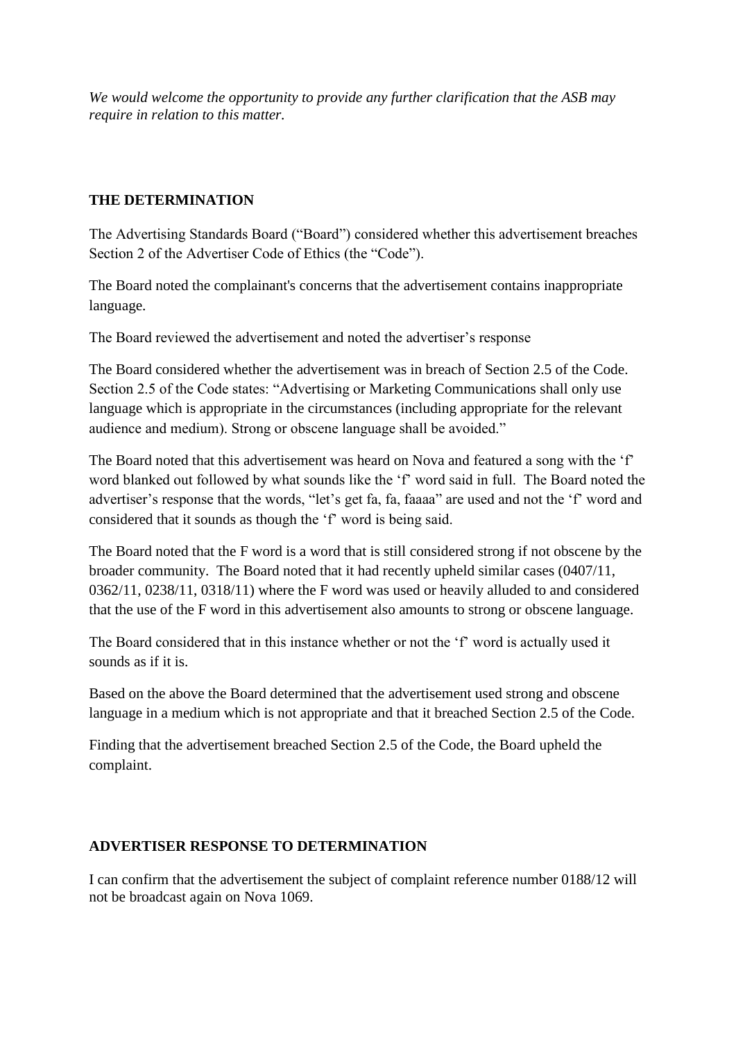*We would welcome the opportunity to provide any further clarification that the ASB may require in relation to this matter.*

## THE DETERMINATION

The Advertising Standards Board ("Board") considered whether this advertisement breaches Section 2 of the Advertiser Code of Ethics (the "Code").

The Board noted the complainant's concerns that the advertisement contains inappropriate language.

The Board reviewed the advertisement and noted the advertiser's response

The Board considered whether the advertisement was in breach of Section 2.5 of the Code. Section 2.5 of the Code states: "Advertising or Marketing Communications shall only use language which is appropriate in the circumstances (including appropriate for the relevant audience and medium). Strong or obscene language shall be avoided."

The Board noted that this advertisement was heard on Nova and featured a song with the 'f' word blanked out followed by what sounds like the 'f' word said in full. The Board noted the advertiser's response that the words, "let's get fa, fa, faaaa" are used and not the 'f' word and considered that it sounds as though the 'f' word is being said.

The Board noted that the F word is a word that is still considered strong if not obscene by the broader community. The Board noted that it had recently upheld similar cases (0407/11, 0362/11, 0238/11, 0318/11) where the F word was used or heavily alluded to and considered that the use of the F word in this advertisement also amounts to strong or obscene language.

The Board considered that in this instance whether or not the 'f' word is actually used it sounds as if it is.

Based on the above the Board determined that the advertisement used strong and obscene language in a medium which is not appropriate and that it breached Section 2.5 of the Code.

Finding that the advertisement breached Section 2.5 of the Code, the Board upheld the complaint.

## ADVERTISER RESPONSE TO DETERMINATION

I can confirm that the advertisement the subject of complaint reference number 0188/12 will not be broadcast again on Nova 1069.